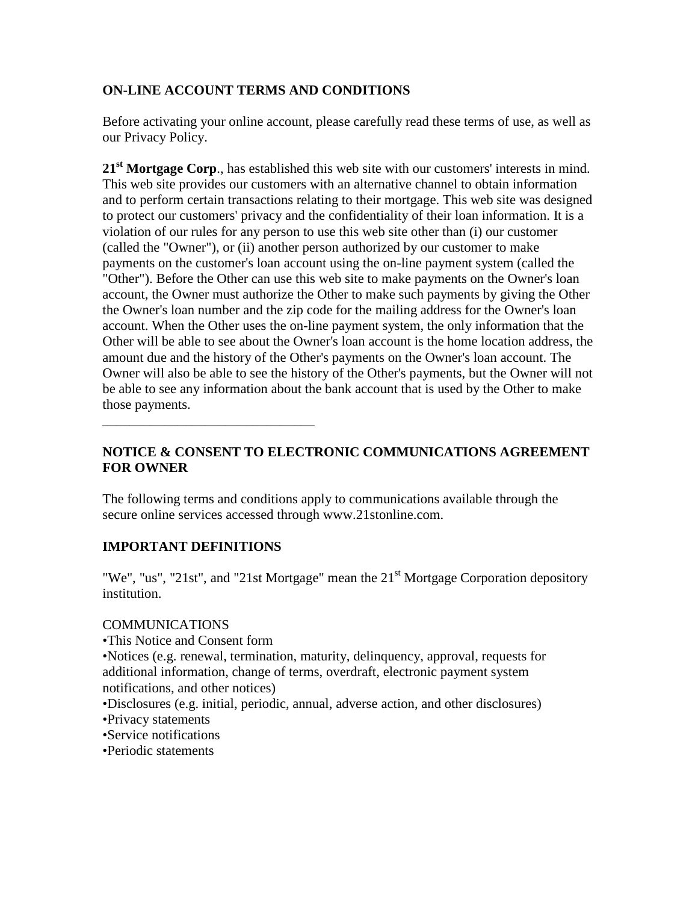## ON-LINE ACCOUNT TERMS AND CONDITIONS

Before activating your online account, please carefully read these terms of use, as well as our Privacy Policy.

**21st Mortgage Corp**., has established this web site with our customers' interests in mind. This web site provides our customers with an alternative channel to obtain information and to perform certain transactions relating to their mortgage. This web site was designed to protect our customers' privacy and the confidentiality of their loan information. It is a violation of our rules for any person to use this web site other than (i) our customer (called the "Owner"), or (ii) another person authorized by our customer to make payments on the customer's loan account using the on-line payment system (called the "Other"). Before the Other can use this web site to make payments on the Owner's loan account, the Owner must authorize the Other to make such payments by giving the Other the Owner's loan number and the zip code for the mailing address for the Owner's loan account. When the Other uses the on-line payment system, the only information that the Other will be able to see about the Owner's loan account is the home location address, the amount due and the history of the Other's payments on the Owner's loan account. The Owner will also be able to see the history of the Other's payments, but the Owner will not be able to see any information about the bank account that is used by the Other to make those payments.

---

## NOTICE & CONSENT TO ELECTRONIC COMMUNICATIONS AGREEMENT FOR OWNER

The following terms and conditions apply to communications available through the secure online services accessed through www.21stonline.com.

## IMPORTANT DEFINITIONS

"We", "us", "21st", and "21st Mortgage" mean the 21st Mortgage Corporation depository institution.

COMMUNICATIONS

- This Notice and Consent form
- Notices (e.g. renewal, termination, maturity, delinquency, approval, requests for additional information, change of terms, overdraft, electronic payment system notifications, and other notices)
- Disclosures (e.g. initial, periodic, annual, adverse action, and other disclosures)
- Privacy statements
- Service notifications
- Periodic statements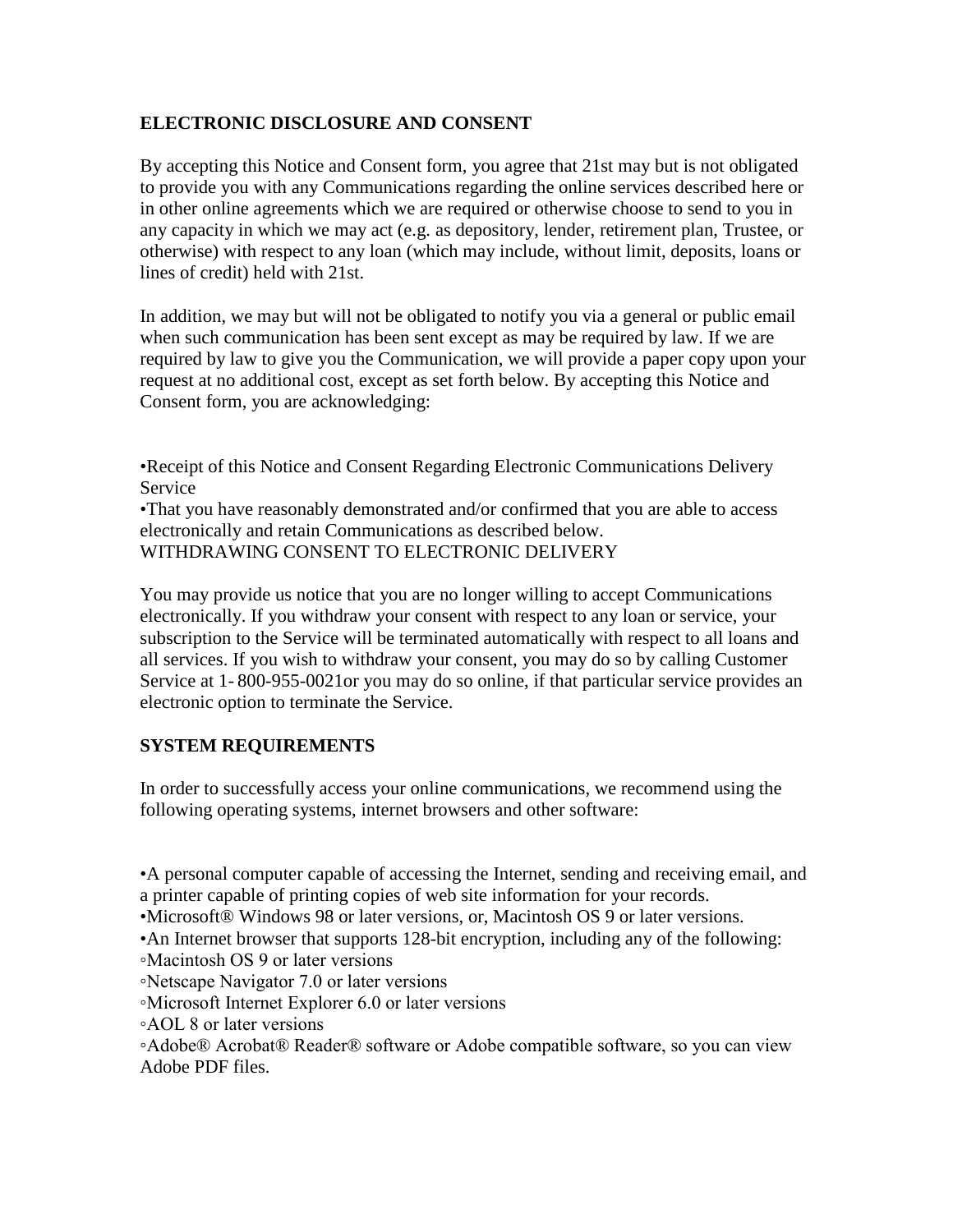## ELECTRONIC DISCLOSURE AND CONSENT

By accepting this Notice and Consent form, you agree that 21st may but is not obligated to provide you with any Communications regarding the online services described here or in other online agreements which we are required or otherwise choose to send to you in any capacity in which we may act (e.g. as depository, lender, retirement plan, Trustee, or otherwise) with respect to any loan (which may include, without limit, deposits, loans or lines of credit) held with 21st.

In addition, we may but will not be obligated to notify you via a general or public email when such communication has been sent except as may be required by law. If we are required by law to give you the Communication, we will provide a paper copy upon your request at no additional cost, except as set forth below. By accepting this Notice and Consent form, you are acknowledging:

- Receipt of this Notice and Consent Regarding Electronic Communications Delivery Service
- That you have reasonably demonstrated and/or confirmed that you are able to access electronically and retain Communications as described below.

WITHDRAWING CONSENT TO ELECTRONIC DELIVERY

You may provide us notice that you are no longer willing to accept Communications electronically. If you withdraw your consent with respect to any loan or service, your subscription to the Service will be terminated automatically with respect to all loans and all services. If you wish to withdraw your consent, you may do so by calling Customer Service at 1- 800-955-0021or you may do so online, if that particular service provides an electronic option to terminate the Service.

## SYSTEM REQUIREMENTS

In order to successfully access your online communications, we recommend using the following operating systems, internet browsers and other software:

- A personal computer capable of accessing the Internet, sending and receiving email, and a printer capable of printing copies of web site information for your records.
- Microsoft® Windows 98 or later versions, or, Macintosh OS 9 or later versions.
- An Internet browser that supports 128-bit encryption, including any of the following:
  - Macintosh OS 9 or later versions
  - Netscape Navigator 7.0 or later versions
  - Microsoft Internet Explorer 6.0 or later versions
  - AOL 8 or later versions
  - Adobe® Acrobat® Reader® software or Adobe compatible software, so you can view Adobe PDF files.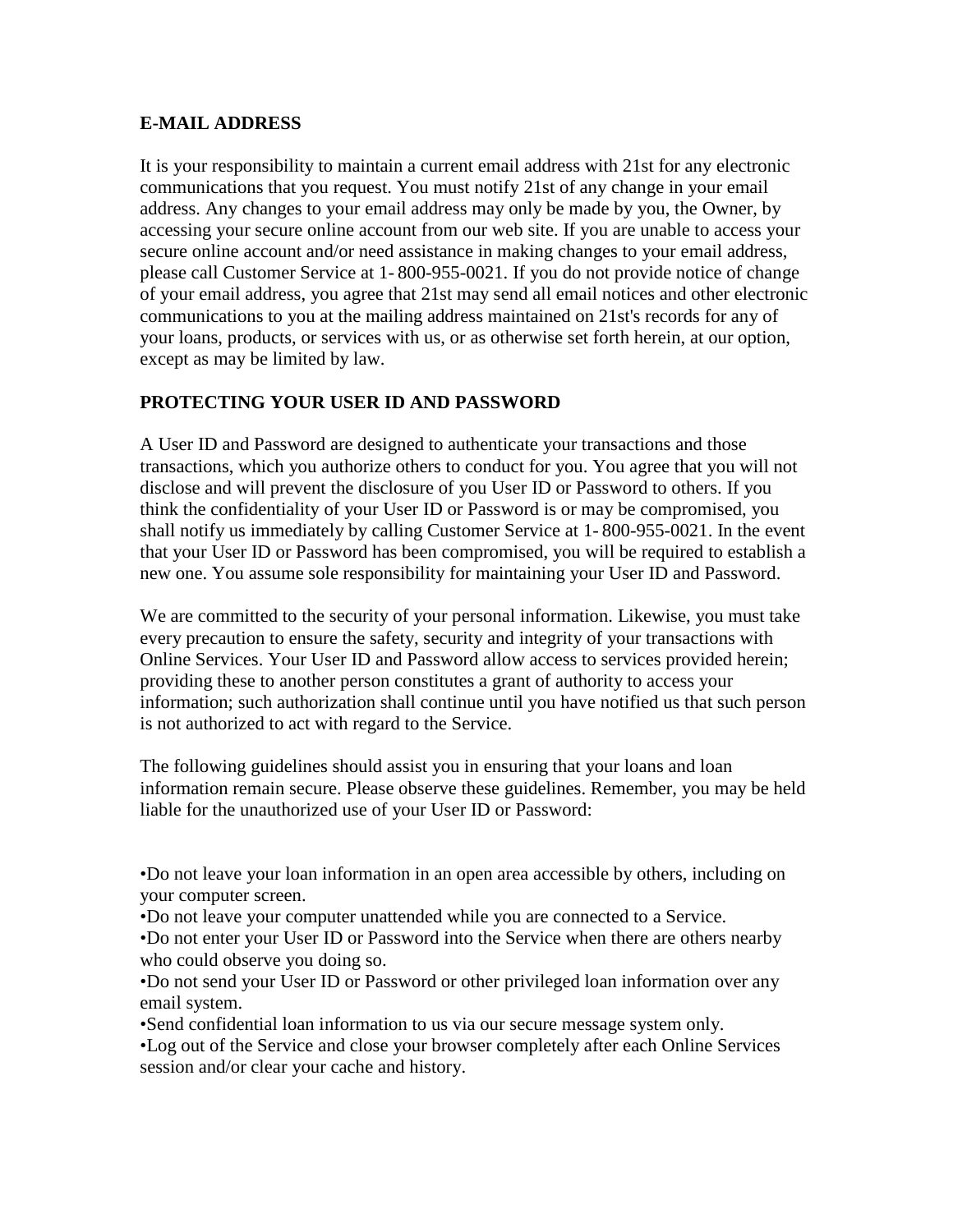**E-MAIL ADDRESS**

It is your responsibility to maintain a current email address with 21st for any electronic communications that you request. You must notify 21st of any change in your email address. Any changes to your email address may only be made by you, the Owner, by accessing your secure online account from our web site. If you are unable to access your secure online account and/or need assistance in making changes to your email address, please call Customer Service at 1- 800-955-0021. If you do not provide notice of change of your email address, you agree that 21st may send all email notices and other electronic communications to you at the mailing address maintained on 21st's records for any of your loans, products, or services with us, or as otherwise set forth herein, at our option, except as may be limited by law.

**PROTECTING YOUR USER ID AND PASSWORD**

A User ID and Password are designed to authenticate your transactions and those transactions, which you authorize others to conduct for you. You agree that you will not disclose and will prevent the disclosure of you User ID or Password to others. If you think the confidentiality of your User ID or Password is or may be compromised, you shall notify us immediately by calling Customer Service at 1- 800-955-0021. In the event that your User ID or Password has been compromised, you will be required to establish a new one. You assume sole responsibility for maintaining your User ID and Password.

We are committed to the security of your personal information. Likewise, you must take every precaution to ensure the safety, security and integrity of your transactions with Online Services. Your User ID and Password allow access to services provided herein; providing these to another person constitutes a grant of authority to access your information; such authorization shall continue until you have notified us that such person is not authorized to act with regard to the Service.

The following guidelines should assist you in ensuring that your loans and loan information remain secure. Please observe these guidelines. Remember, you may be held liable for the unauthorized use of your User ID or Password:

- Do not leave your loan information in an open area accessible by others, including on your computer screen.
- Do not leave your computer unattended while you are connected to a Service.
- Do not enter your User ID or Password into the Service when there are others nearby who could observe you doing so.
- Do not send your User ID or Password or other privileged loan information over any email system.
- Send confidential loan information to us via our secure message system only.
- Log out of the Service and close your browser completely after each Online Services session and/or clear your cache and history.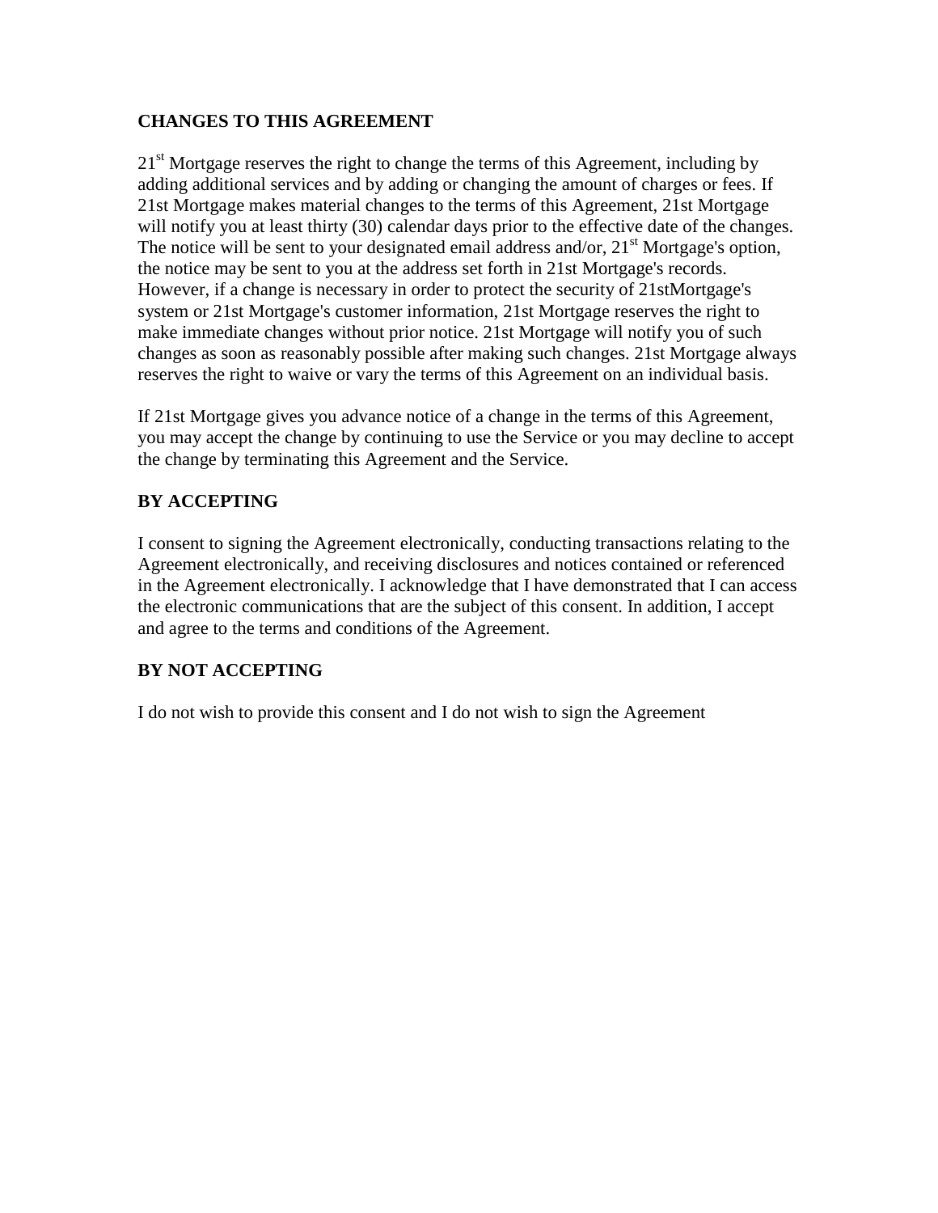**CHANGES TO THIS AGREEMENT**

21st Mortgage reserves the right to change the terms of this Agreement, including by adding additional services and by adding or changing the amount of charges or fees. If 21st Mortgage makes material changes to the terms of this Agreement, 21st Mortgage will notify you at least thirty (30) calendar days prior to the effective date of the changes. The notice will be sent to your designated email address and/or, 21st Mortgage's option, the notice may be sent to you at the address set forth in 21st Mortgage's records. However, if a change is necessary in order to protect the security of 21stMortgage's system or 21st Mortgage's customer information, 21st Mortgage reserves the right to make immediate changes without prior notice. 21st Mortgage will notify you of such changes as soon as reasonably possible after making such changes. 21st Mortgage always reserves the right to waive or vary the terms of this Agreement on an individual basis.

If 21st Mortgage gives you advance notice of a change in the terms of this Agreement, you may accept the change by continuing to use the Service or you may decline to accept the change by terminating this Agreement and the Service.

**BY ACCEPTING**

I consent to signing the Agreement electronically, conducting transactions relating to the Agreement electronically, and receiving disclosures and notices contained or referenced in the Agreement electronically. I acknowledge that I have demonstrated that I can access the electronic communications that are the subject of this consent. In addition, I accept and agree to the terms and conditions of the Agreement.

**BY NOT ACCEPTING**

I do not wish to provide this consent and I do not wish to sign the Agreement